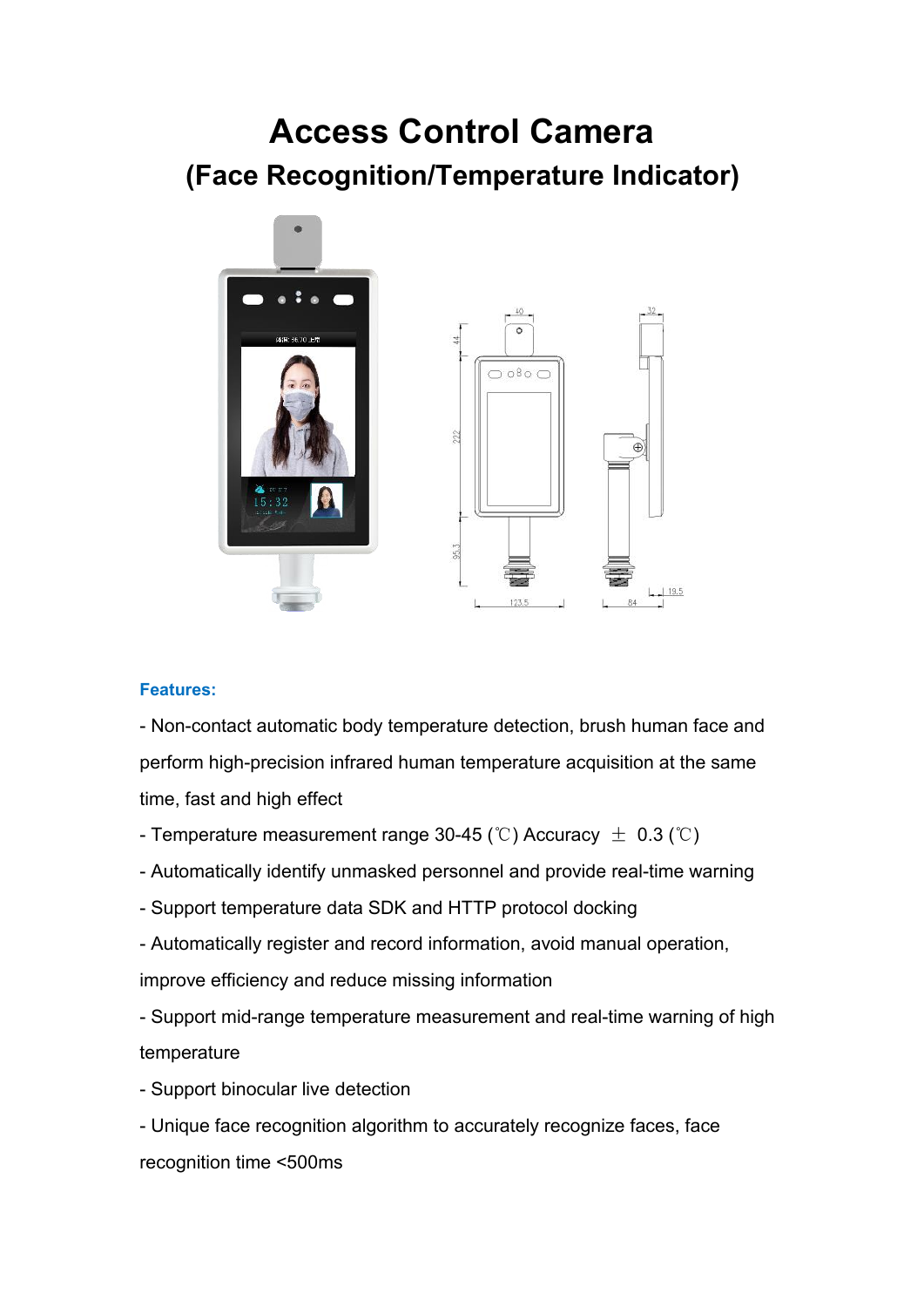# Access Control Camera

## (Face Recognition/Temperature Indicator)

**Features:**

- Non-contact automatic body temperature detection, brush human face and perform high-precision infrared human temperature acquisition at the same time, fast and high effect
- Temperature measurement range 30-45 (℃) Accuracy ± 0.3 (℃)
- Automatically identify unmasked personnel and provide real-time warning
- Support temperature data SDK and HTTP protocol docking
- Automatically register and record information, avoid manual operation, improve efficiency and reduce missing information
- Support mid-range temperature measurement and real-time warning of high temperature
- Support binocular live detection
- Unique face recognition algorithm to accurately recognize faces, face recognition time <500ms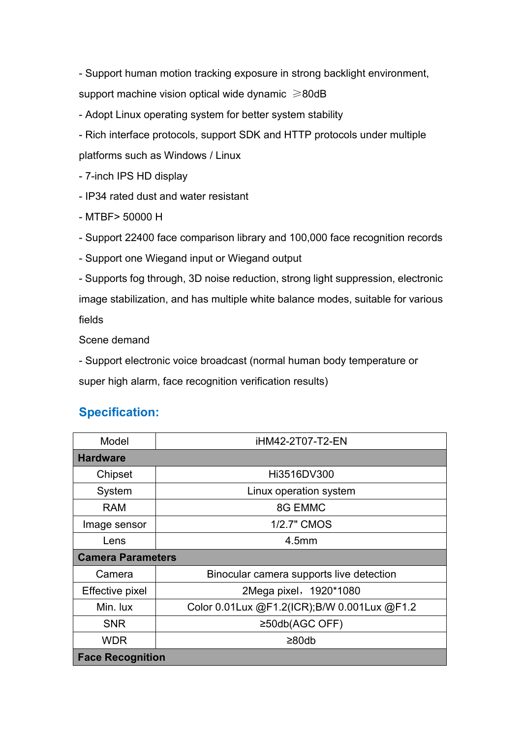- Support human motion tracking exposure in strong backlight environment, support machine vision optical wide dynamic ≥80dB
- Adopt Linux operating system for better system stability
- Rich interface protocols, support SDK and HTTP protocols under multiple platforms such as Windows / Linux
- 7-inch IPS HD display
- IP34 rated dust and water resistant
- MTBF> 50000 H
- Support 22400 face comparison library and 100,000 face recognition records
- Support one Wiegand input or Wiegand output
- Supports fog through, 3D noise reduction, strong light suppression, electronic image stabilization, and has multiple white balance modes, suitable for various fields

Scene demand

- Support electronic voice broadcast (normal human body temperature or super high alarm, face recognition verification results)

## Specification:

| Model | iHM42-2T07-T2-EN |
|---|---|
| **Hardware** | |
| Chipset | Hi3516DV300 |
| System | Linux operation system |
| RAM | 8G EMMC |
| Image sensor | 1/2.7" CMOS |
| Lens | 4.5mm |
| **Camera Parameters** | |
| Camera | Binocular camera supports live detection |
| Effective pixel | 2Mega pixel，1920*1080 |
| Min. lux | Color 0.01Lux @F1.2(ICR);B/W 0.001Lux @F1.2 |
| SNR | ≥50db(AGC OFF) |
| WDR | ≥80db |
| **Face Recognition** | |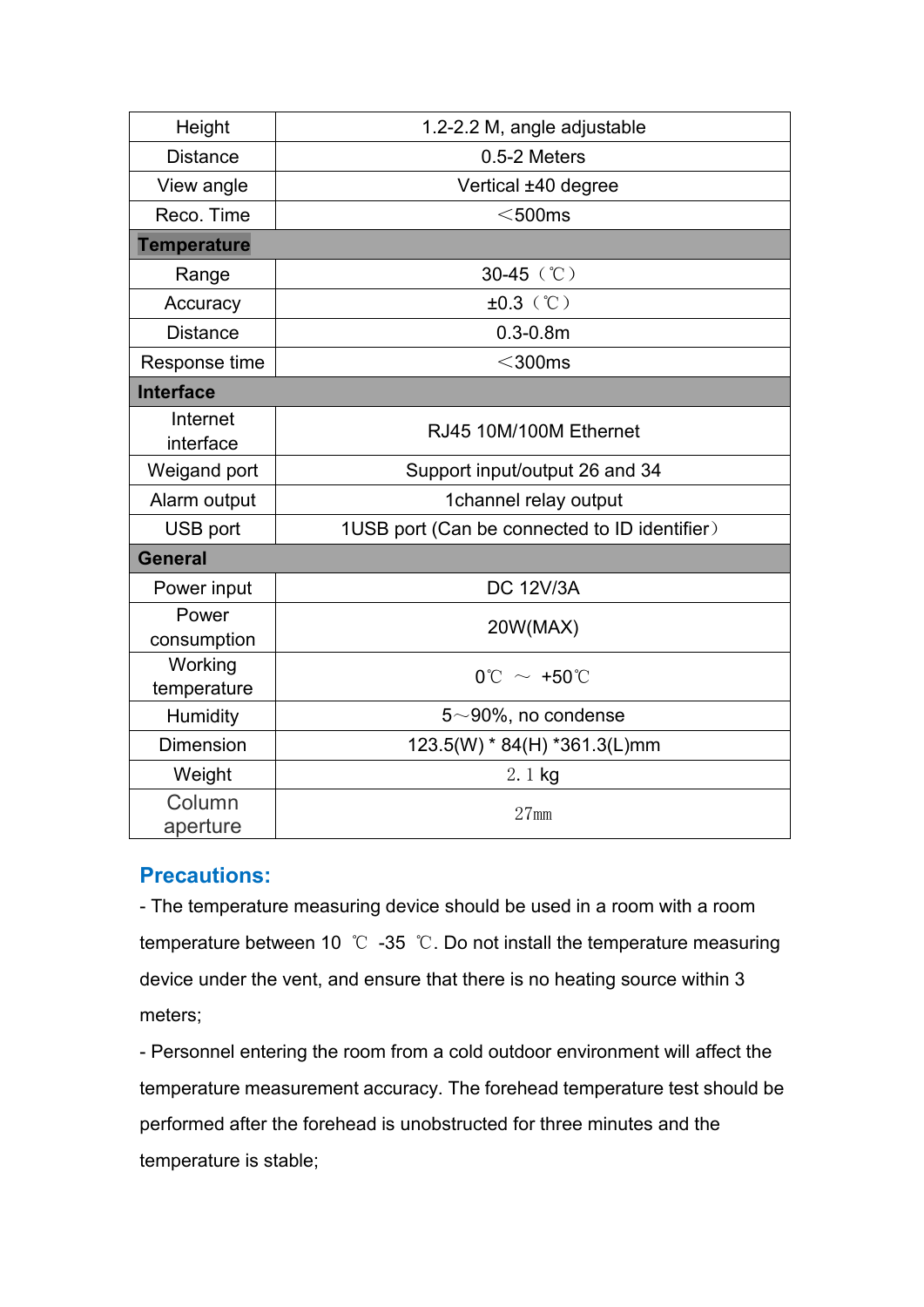| Height | 1.2-2.2 M, angle adjustable |
|---|---|
| Distance | 0.5-2 Meters |
| View angle | Vertical ±40 degree |
| Reco. Time | ＜500ms |
| **Temperature** | |
| Range | 30-45（℃） |
| Accuracy | ±0.3（℃） |
| Distance | 0.3-0.8m |
| Response time | ＜300ms |
| **Interface** | |
| Internet interface | RJ45 10M/100M Ethernet |
| Weigand port | Support input/output 26 and 34 |
| Alarm output | 1channel relay output |
| USB port | 1USB port (Can be connected to ID identifier） |
| **General** | |
| Power input | DC 12V/3A |
| Power consumption | 20W(MAX) |
| Working temperature | 0℃ ～ +50℃ |
| Humidity | 5～90%, no condense |
| Dimension | 123.5(W) * 84(H) *361.3(L)mm |
| Weight | 2.1 kg |
| Column aperture | 27mm |

## Precautions:

- The temperature measuring device should be used in a room with a room temperature between 10 ℃ -35 ℃. Do not install the temperature measuring device under the vent, and ensure that there is no heating source within 3 meters;
- Personnel entering the room from a cold outdoor environment will affect the temperature measurement accuracy. The forehead temperature test should be performed after the forehead is unobstructed for three minutes and the temperature is stable;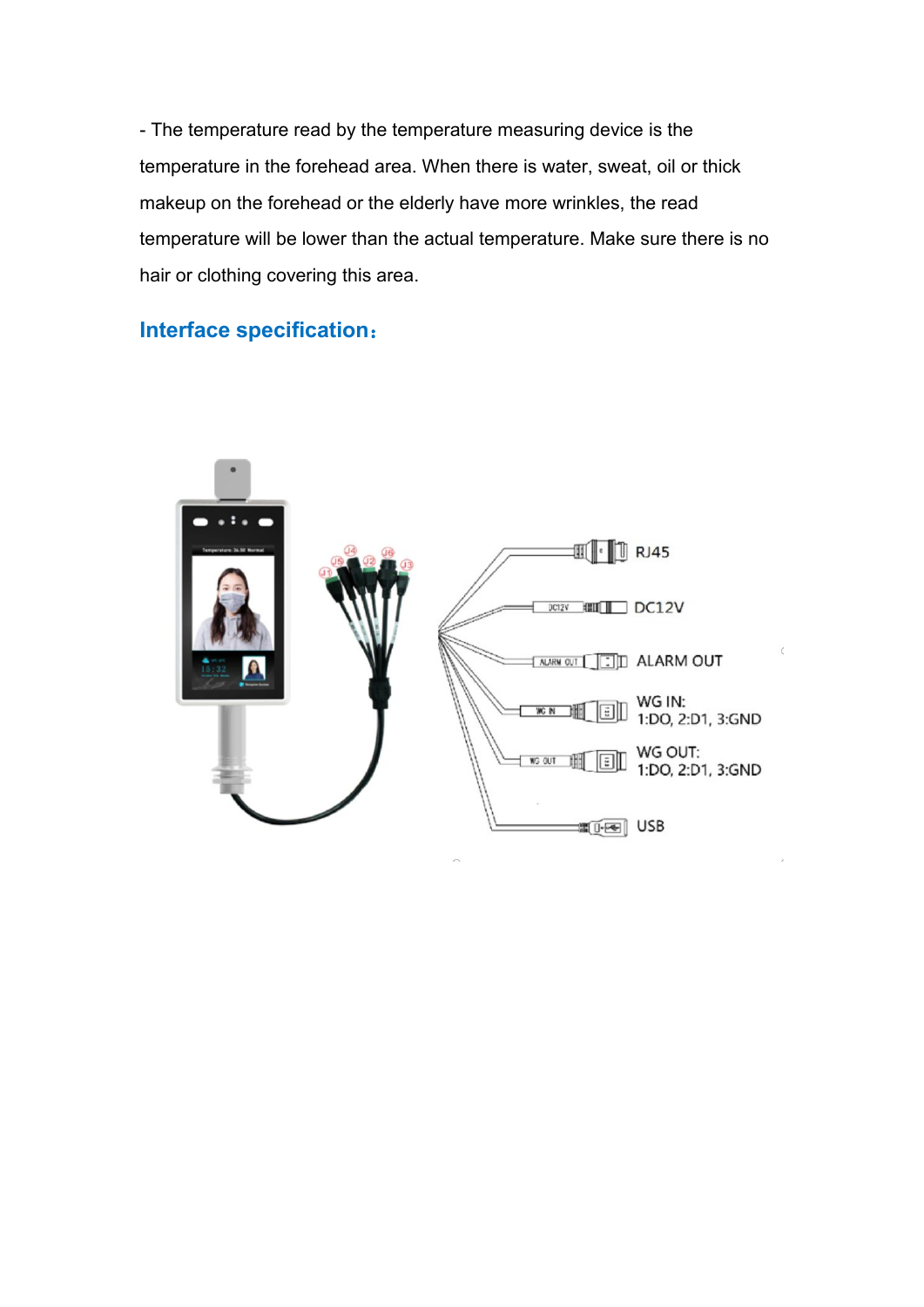- The temperature read by the temperature measuring device is the temperature in the forehead area. When there is water, sweat, oil or thick makeup on the forehead or the elderly have more wrinkles, the read temperature will be lower than the actual temperature. Make sure there is no hair or clothing covering this area.

## Interface specification：

RJ45

DC12V

ALARM OUT

WG IN:
1:DO, 2:D1, 3:GND

WG OUT:
1:DO, 2:D1, 3:GND

USB